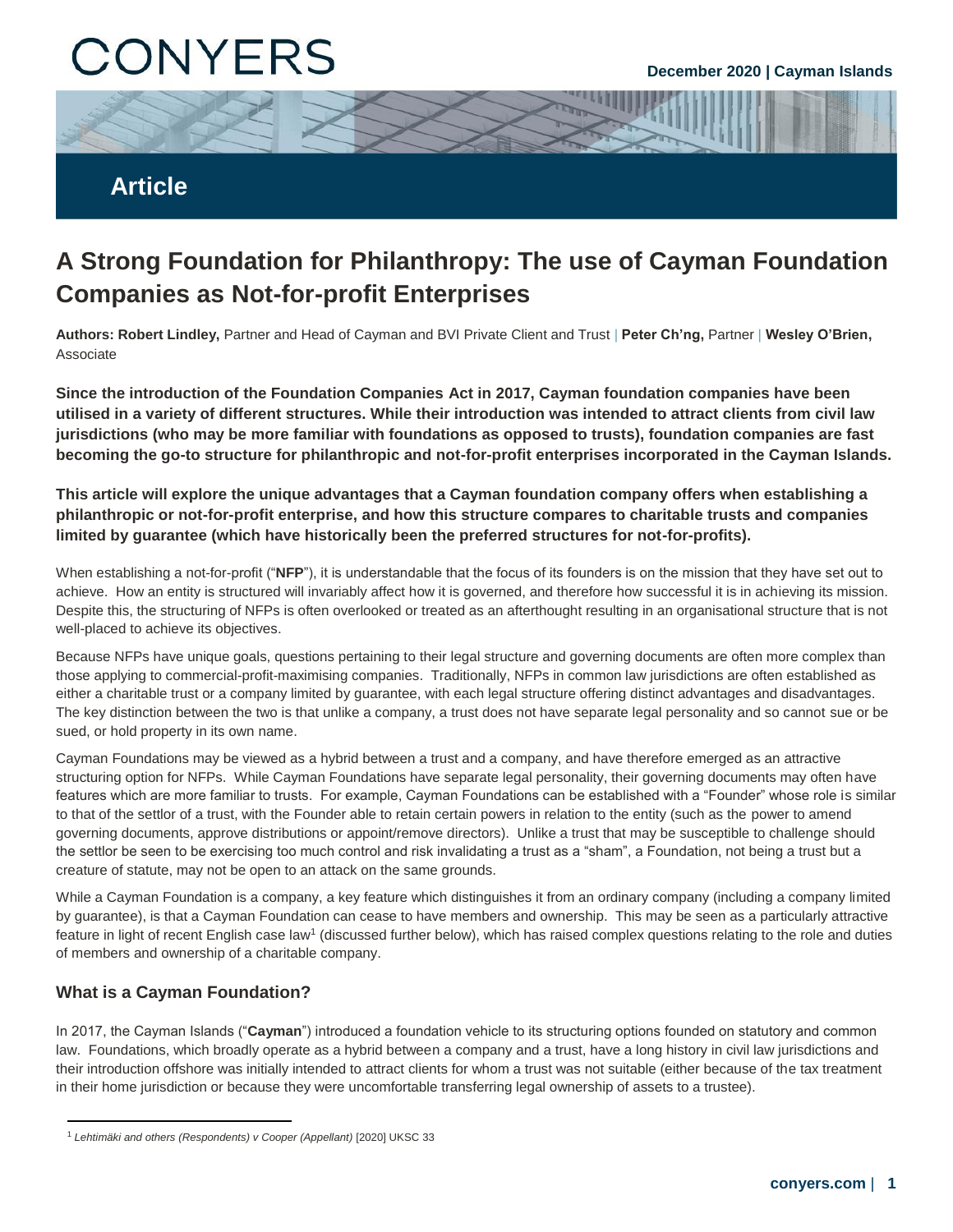CONYERS

December 2020 | Cayman Islands

Article

# A Strong Foundation for Philanthropy: The use of Cayman Foundation Companies as Not-for-profit Enterprises

**Authors: Robert Lindley,** Partner and Head of Cayman and BVI Private Client and Trust | **Peter Ch'ng,** Partner | **Wesley O'Brien,** Associate

**Since the introduction of the Foundation Companies Act in 2017, Cayman foundation companies have been utilised in a variety of different structures. While their introduction was intended to attract clients from civil law jurisdictions (who may be more familiar with foundations as opposed to trusts), foundation companies are fast becoming the go-to structure for philanthropic and not-for-profit enterprises incorporated in the Cayman Islands.**

**This article will explore the unique advantages that a Cayman foundation company offers when establishing a philanthropic or not-for-profit enterprise, and how this structure compares to charitable trusts and companies limited by guarantee (which have historically been the preferred structures for not-for-profits).**

When establishing a not-for-profit ("**NFP**"), it is understandable that the focus of its founders is on the mission that they have set out to achieve. How an entity is structured will invariably affect how it is governed, and therefore how successful it is in achieving its mission. Despite this, the structuring of NFPs is often overlooked or treated as an afterthought resulting in an organisational structure that is not well-placed to achieve its objectives.

Because NFPs have unique goals, questions pertaining to their legal structure and governing documents are often more complex than those applying to commercial-profit-maximising companies. Traditionally, NFPs in common law jurisdictions are often established as either a charitable trust or a company limited by guarantee, with each legal structure offering distinct advantages and disadvantages. The key distinction between the two is that unlike a company, a trust does not have separate legal personality and so cannot sue or be sued, or hold property in its own name.

Cayman Foundations may be viewed as a hybrid between a trust and a company, and have therefore emerged as an attractive structuring option for NFPs. While Cayman Foundations have separate legal personality, their governing documents may often have features which are more familiar to trusts. For example, Cayman Foundations can be established with a "Founder" whose role is similar to that of the settlor of a trust, with the Founder able to retain certain powers in relation to the entity (such as the power to amend governing documents, approve distributions or appoint/remove directors). Unlike a trust that may be susceptible to challenge should the settlor be seen to be exercising too much control and risk invalidating a trust as a "sham", a Foundation, not being a trust but a creature of statute, may not be open to an attack on the same grounds.

While a Cayman Foundation is a company, a key feature which distinguishes it from an ordinary company (including a company limited by guarantee), is that a Cayman Foundation can cease to have members and ownership. This may be seen as a particularly attractive feature in light of recent English case law[1] (discussed further below), which has raised complex questions relating to the role and duties of members and ownership of a charitable company.

## What is a Cayman Foundation?

In 2017, the Cayman Islands ("**Cayman**") introduced a foundation vehicle to its structuring options founded on statutory and common law. Foundations, which broadly operate as a hybrid between a company and a trust, have a long history in civil law jurisdictions and their introduction offshore was initially intended to attract clients for whom a trust was not suitable (either because of the tax treatment in their home jurisdiction or because they were uncomfortable transferring legal ownership of assets to a trustee).

[1] *Lehtimäki and others (Respondents) v Cooper (Appellant)* [2020] UKSC 33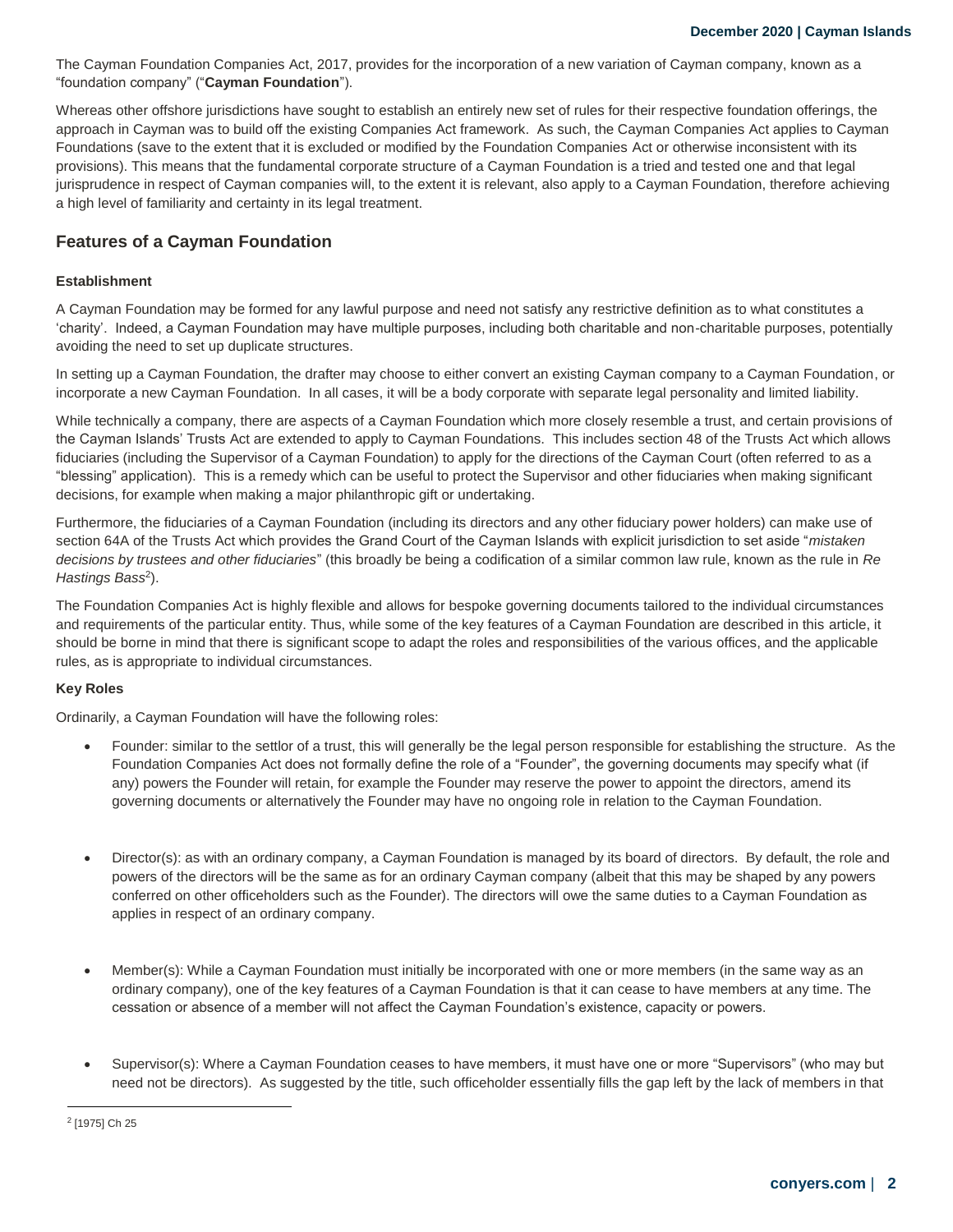The Cayman Foundation Companies Act, 2017, provides for the incorporation of a new variation of Cayman company, known as a "foundation company" ("**Cayman Foundation**").

Whereas other offshore jurisdictions have sought to establish an entirely new set of rules for their respective foundation offerings, the approach in Cayman was to build off the existing Companies Act framework. As such, the Cayman Companies Act applies to Cayman Foundations (save to the extent that it is excluded or modified by the Foundation Companies Act or otherwise inconsistent with its provisions). This means that the fundamental corporate structure of a Cayman Foundation is a tried and tested one and that legal jurisprudence in respect of Cayman companies will, to the extent it is relevant, also apply to a Cayman Foundation, therefore achieving a high level of familiarity and certainty in its legal treatment.

## Features of a Cayman Foundation

**Establishment**

A Cayman Foundation may be formed for any lawful purpose and need not satisfy any restrictive definition as to what constitutes a 'charity'. Indeed, a Cayman Foundation may have multiple purposes, including both charitable and non-charitable purposes, potentially avoiding the need to set up duplicate structures.

In setting up a Cayman Foundation, the drafter may choose to either convert an existing Cayman company to a Cayman Foundation, or incorporate a new Cayman Foundation. In all cases, it will be a body corporate with separate legal personality and limited liability.

While technically a company, there are aspects of a Cayman Foundation which more closely resemble a trust, and certain provisions of the Cayman Islands' Trusts Act are extended to apply to Cayman Foundations. This includes section 48 of the Trusts Act which allows fiduciaries (including the Supervisor of a Cayman Foundation) to apply for the directions of the Cayman Court (often referred to as a "blessing" application). This is a remedy which can be useful to protect the Supervisor and other fiduciaries when making significant decisions, for example when making a major philanthropic gift or undertaking.

Furthermore, the fiduciaries of a Cayman Foundation (including its directors and any other fiduciary power holders) can make use of section 64A of the Trusts Act which provides the Grand Court of the Cayman Islands with explicit jurisdiction to set aside "*mistaken decisions by trustees and other fiduciaries*" (this broadly be being a codification of a similar common law rule, known as the rule in *Re Hastings Bass*[2]).

The Foundation Companies Act is highly flexible and allows for bespoke governing documents tailored to the individual circumstances and requirements of the particular entity. Thus, while some of the key features of a Cayman Foundation are described in this article, it should be borne in mind that there is significant scope to adapt the roles and responsibilities of the various offices, and the applicable rules, as is appropriate to individual circumstances.

**Key Roles**

Ordinarily, a Cayman Foundation will have the following roles:

- Founder: similar to the settlor of a trust, this will generally be the legal person responsible for establishing the structure. As the Foundation Companies Act does not formally define the role of a "Founder", the governing documents may specify what (if any) powers the Founder will retain, for example the Founder may reserve the power to appoint the directors, amend its governing documents or alternatively the Founder may have no ongoing role in relation to the Cayman Foundation.

- Director(s): as with an ordinary company, a Cayman Foundation is managed by its board of directors. By default, the role and powers of the directors will be the same as for an ordinary Cayman company (albeit that this may be shaped by any powers conferred on other officeholders such as the Founder). The directors will owe the same duties to a Cayman Foundation as applies in respect of an ordinary company.

- Member(s): While a Cayman Foundation must initially be incorporated with one or more members (in the same way as an ordinary company), one of the key features of a Cayman Foundation is that it can cease to have members at any time. The cessation or absence of a member will not affect the Cayman Foundation's existence, capacity or powers.

- Supervisor(s): Where a Cayman Foundation ceases to have members, it must have one or more "Supervisors" (who may but need not be directors). As suggested by the title, such officeholder essentially fills the gap left by the lack of members in that

[2] [1975] Ch 25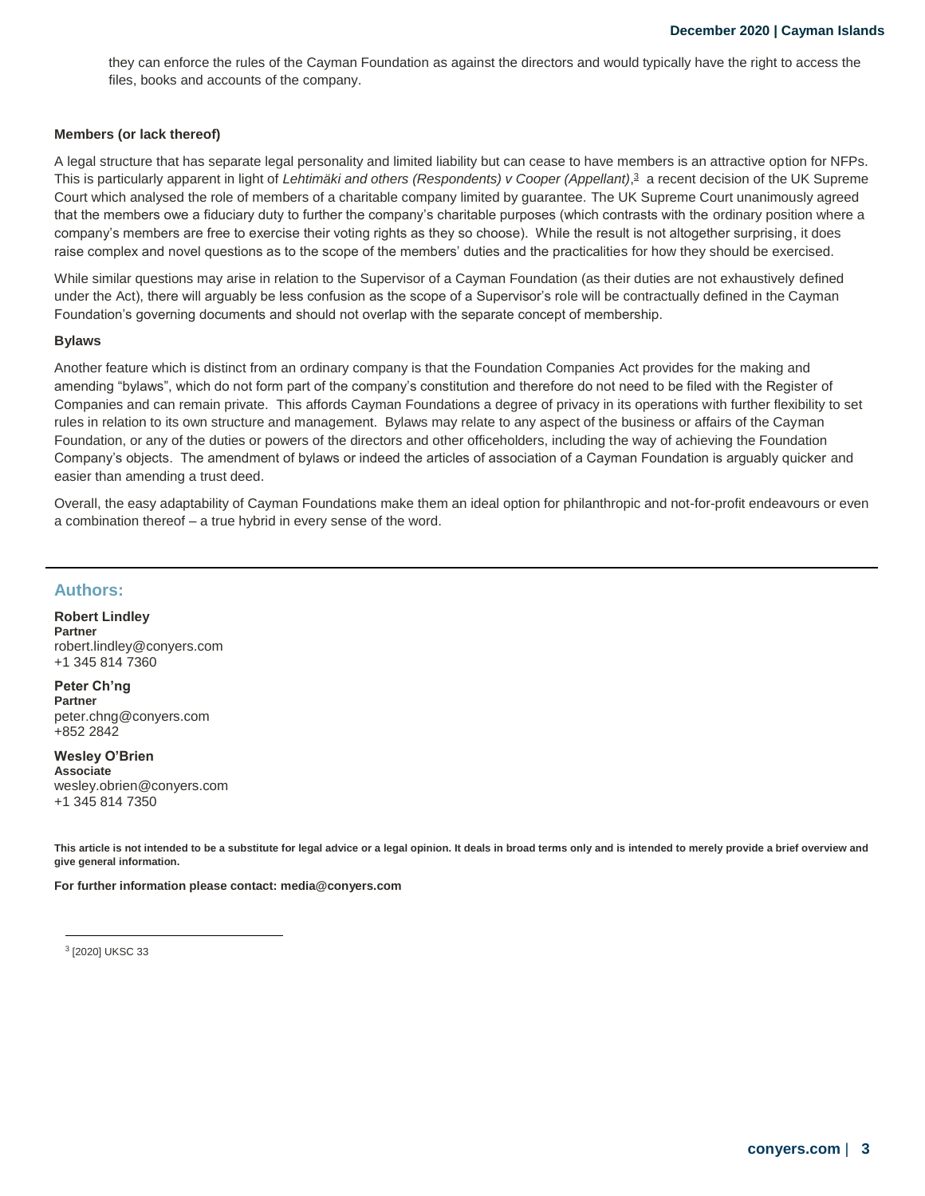they can enforce the rules of the Cayman Foundation as against the directors and would typically have the right to access the files, books and accounts of the company.

**Members (or lack thereof)**

A legal structure that has separate legal personality and limited liability but can cease to have members is an attractive option for NFPs. This is particularly apparent in light of *Lehtimäki and others (Respondents) v Cooper (Appellant)*,[3] a recent decision of the UK Supreme Court which analysed the role of members of a charitable company limited by guarantee. The UK Supreme Court unanimously agreed that the members owe a fiduciary duty to further the company's charitable purposes (which contrasts with the ordinary position where a company's members are free to exercise their voting rights as they so choose). While the result is not altogether surprising, it does raise complex and novel questions as to the scope of the members' duties and the practicalities for how they should be exercised.

While similar questions may arise in relation to the Supervisor of a Cayman Foundation (as their duties are not exhaustively defined under the Act), there will arguably be less confusion as the scope of a Supervisor's role will be contractually defined in the Cayman Foundation's governing documents and should not overlap with the separate concept of membership.

**Bylaws**

Another feature which is distinct from an ordinary company is that the Foundation Companies Act provides for the making and amending "bylaws", which do not form part of the company's constitution and therefore do not need to be filed with the Register of Companies and can remain private. This affords Cayman Foundations a degree of privacy in its operations with further flexibility to set rules in relation to its own structure and management. Bylaws may relate to any aspect of the business or affairs of the Cayman Foundation, or any of the duties or powers of the directors and other officeholders, including the way of achieving the Foundation Company's objects. The amendment of bylaws or indeed the articles of association of a Cayman Foundation is arguably quicker and easier than amending a trust deed.

Overall, the easy adaptability of Cayman Foundations make them an ideal option for philanthropic and not-for-profit endeavours or even a combination thereof – a true hybrid in every sense of the word.

---

## Authors:

**Robert Lindley**
**Partner**
robert.lindley@conyers.com
+1 345 814 7360

**Peter Ch'ng**
**Partner**
peter.chng@conyers.com
+852 2842

**Wesley O'Brien**
**Associate**
wesley.obrien@conyers.com
+1 345 814 7350

**This article is not intended to be a substitute for legal advice or a legal opinion. It deals in broad terms only and is intended to merely provide a brief overview and give general information.**

**For further information please contact: media@conyers.com**

---

[3] [2020] UKSC 33